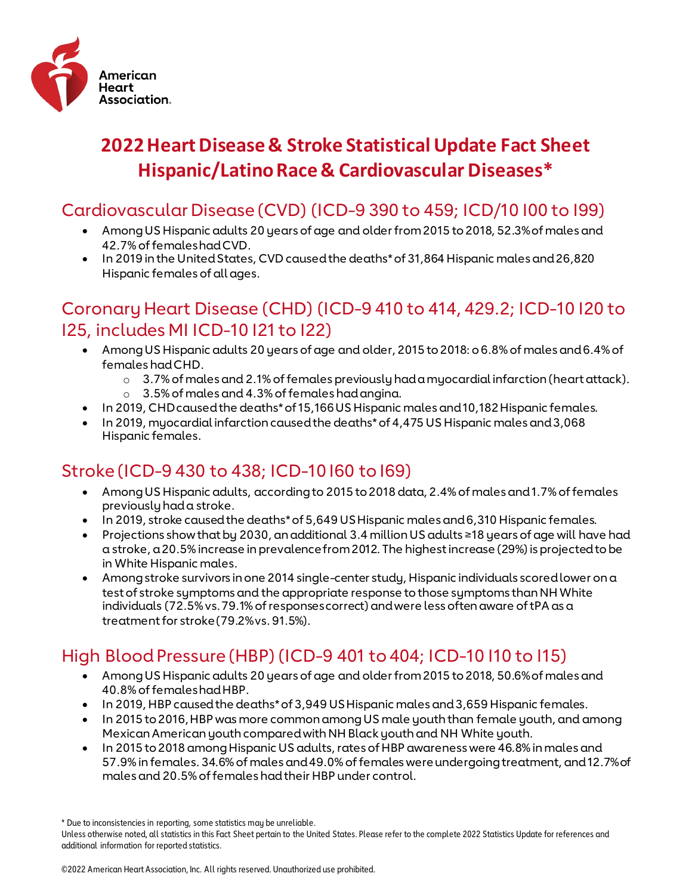American Heart Association.

# 2022 Heart Disease & Stroke Statistical Update Fact Sheet Hispanic/Latino Race & Cardiovascular Diseases*

## Cardiovascular Disease (CVD) (ICD-9 390 to 459; ICD/10 I00 to I99)

- Among US Hispanic adults 20 years of age and older from 2015 to 2018, 52.3% of males and 42.7% of females had CVD.
- In 2019 in the United States, CVD caused the deaths* of 31,864 Hispanic males and 26,820 Hispanic females of all ages.

## Coronary Heart Disease (CHD) (ICD-9 410 to 414, 429.2; ICD-10 I20 to I25, includes MI ICD-10 I21 to I22)

- Among US Hispanic adults 20 years of age and older, 2015 to 2018: o 6.8% of males and 6.4% of females had CHD.
    - 3.7% of males and 2.1% of females previously had a myocardial infarction (heart attack).
    - 3.5% of males and 4.3% of females had angina.
- In 2019, CHD caused the deaths* of 15,166 US Hispanic males and 10,182 Hispanic females.
- In 2019, myocardial infarction caused the deaths* of 4,475 US Hispanic males and 3,068 Hispanic females.

## Stroke (ICD-9 430 to 438; ICD-10 I60 to I69)

- Among US Hispanic adults, according to 2015 to 2018 data, 2.4% of males and 1.7% of females previously had a stroke.
- In 2019, stroke caused the deaths* of 5,649 US Hispanic males and 6,310 Hispanic females.
- Projections show that by 2030, an additional 3.4 million US adults ≥18 years of age will have had a stroke, a 20.5% increase in prevalence from 2012. The highest increase (29%) is projected to be in White Hispanic males.
- Among stroke survivors in one 2014 single-center study, Hispanic individuals scored lower on a test of stroke symptoms and the appropriate response to those symptoms than NH White individuals (72.5% vs. 79.1% of responses correct) and were less often aware of tPA as a treatment for stroke (79.2% vs. 91.5%).

## High Blood Pressure (HBP) (ICD-9 401 to 404; ICD-10 I10 to I15)

- Among US Hispanic adults 20 years of age and older from 2015 to 2018, 50.6% of males and 40.8% of females had HBP.
- In 2019, HBP caused the deaths* of 3,949 US Hispanic males and 3,659 Hispanic females.
- In 2015 to 2016, HBP was more common among US male youth than female youth, and among Mexican American youth compared with NH Black youth and NH White youth.
- In 2015 to 2018 among Hispanic US adults, rates of HBP awareness were 46.8% in males and 57.9% in females. 34.6% of males and 49.0% of females were undergoing treatment, and 12.7% of males and 20.5% of females had their HBP under control.

* Due to inconsistencies in reporting, some statistics may be unreliable.

Unless otherwise noted, all statistics in this Fact Sheet pertain to the United States. Please refer to the complete 2022 Statistics Update for references and additional information for reported statistics.

©2022 American Heart Association, Inc. All rights reserved. Unauthorized use prohibited.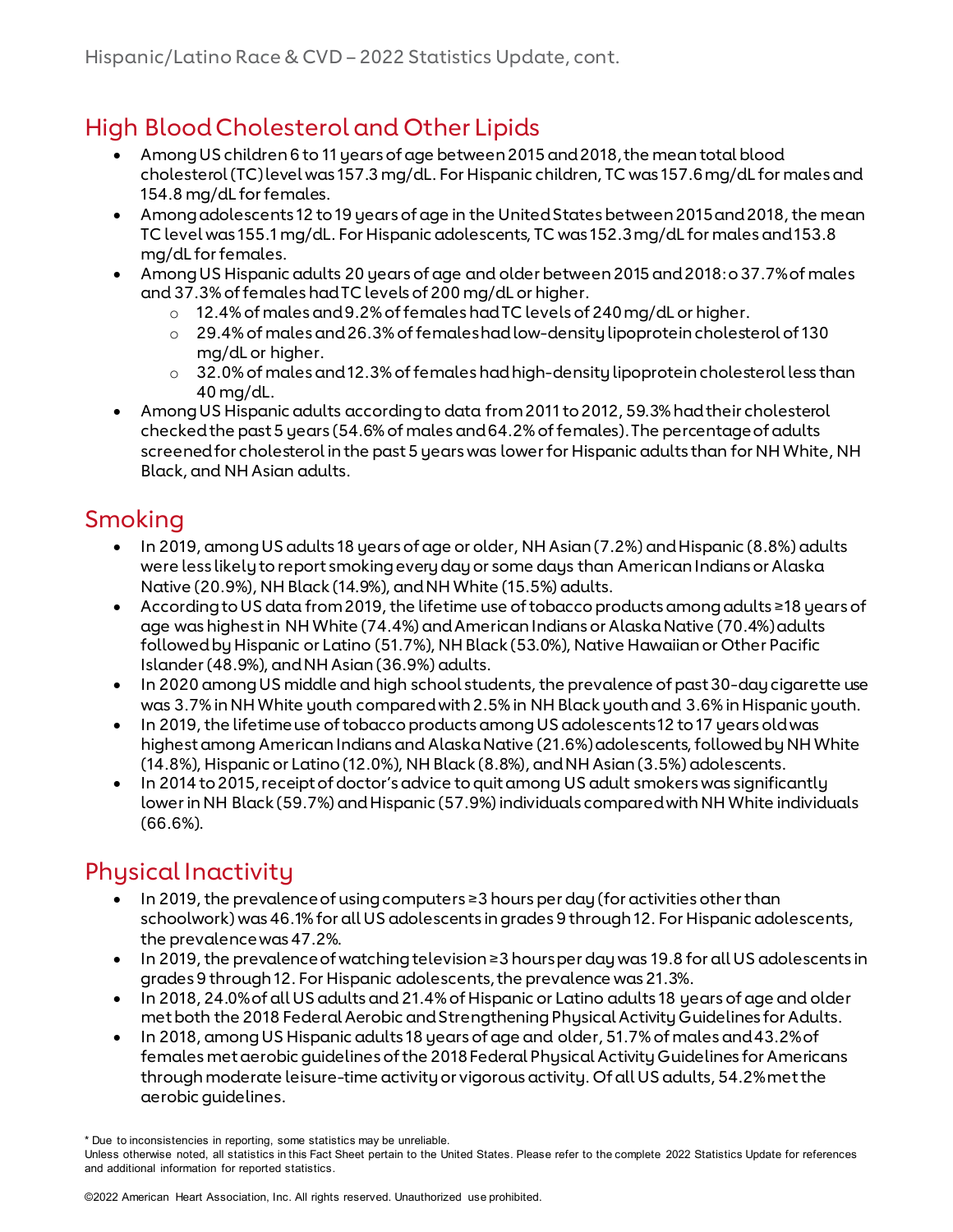## High Blood Cholesterol and Other Lipids

- Among US children 6 to 11 years of age between 2015 and 2018, the mean total blood cholesterol (TC) level was 157.3 mg/dL. For Hispanic children, TC was 157.6 mg/dL for males and 154.8 mg/dL for females.
- Among adolescents 12 to 19 years of age in the United States between 2015 and 2018, the mean TC level was 155.1 mg/dL. For Hispanic adolescents, TC was 152.3 mg/dL for males and 153.8 mg/dL for females.
- Among US Hispanic adults 20 years of age and older between 2015 and 2018: o 37.7% of males and 37.3% of females had TC levels of 200 mg/dL or higher.
  - 12.4% of males and 9.2% of females had TC levels of 240 mg/dL or higher.
  - 29.4% of males and 26.3% of females had low-density lipoprotein cholesterol of 130 mg/dL or higher.
  - 32.0% of males and 12.3% of females had high-density lipoprotein cholesterol less than 40 mg/dL.
- Among US Hispanic adults according to data from 2011 to 2012, 59.3% had their cholesterol checked the past 5 years (54.6% of males and 64.2% of females). The percentage of adults screened for cholesterol in the past 5 years was lower for Hispanic adults than for NH White, NH Black, and NH Asian adults.

## Smoking

- In 2019, among US adults 18 years of age or older, NH Asian (7.2%) and Hispanic (8.8%) adults were less likely to report smoking every day or some days than American Indians or Alaska Native (20.9%), NH Black (14.9%), and NH White (15.5%) adults.
- According to US data from 2019, the lifetime use of tobacco products among adults ≥18 years of age was highest in NH White (74.4%) and American Indians or Alaska Native (70.4%) adults followed by Hispanic or Latino (51.7%), NH Black (53.0%), Native Hawaiian or Other Pacific Islander (48.9%), and NH Asian (36.9%) adults.
- In 2020 among US middle and high school students, the prevalence of past 30-day cigarette use was 3.7% in NH White youth compared with 2.5% in NH Black youth and 3.6% in Hispanic youth.
- In 2019, the lifetime use of tobacco products among US adolescents 12 to 17 years old was highest among American Indians and Alaska Native (21.6%) adolescents, followed by NH White (14.8%), Hispanic or Latino (12.0%), NH Black (8.8%), and NH Asian (3.5%) adolescents.
- In 2014 to 2015, receipt of doctor's advice to quit among US adult smokers was significantly lower in NH Black (59.7%) and Hispanic (57.9%) individuals compared with NH White individuals (66.6%).

## Physical Inactivity

- In 2019, the prevalence of using computers ≥3 hours per day (for activities other than schoolwork) was 46.1% for all US adolescents in grades 9 through 12. For Hispanic adolescents, the prevalence was 47.2%.
- In 2019, the prevalence of watching television ≥3 hours per day was 19.8 for all US adolescents in grades 9 through 12. For Hispanic adolescents, the prevalence was 21.3%.
- In 2018, 24.0% of all US adults and 21.4% of Hispanic or Latino adults 18 years of age and older met both the 2018 Federal Aerobic and Strengthening Physical Activity Guidelines for Adults.
- In 2018, among US Hispanic adults 18 years of age and older, 51.7% of males and 43.2% of females met aerobic guidelines of the 2018 Federal Physical Activity Guidelines for Americans through moderate leisure-time activity or vigorous activity. Of all US adults, 54.2% met the aerobic guidelines.

* Due to inconsistencies in reporting, some statistics may be unreliable.
Unless otherwise noted, all statistics in this Fact Sheet pertain to the United States. Please refer to the complete 2022 Statistics Update for references and additional information for reported statistics.

©2022 American Heart Association, Inc. All rights reserved. Unauthorized use prohibited.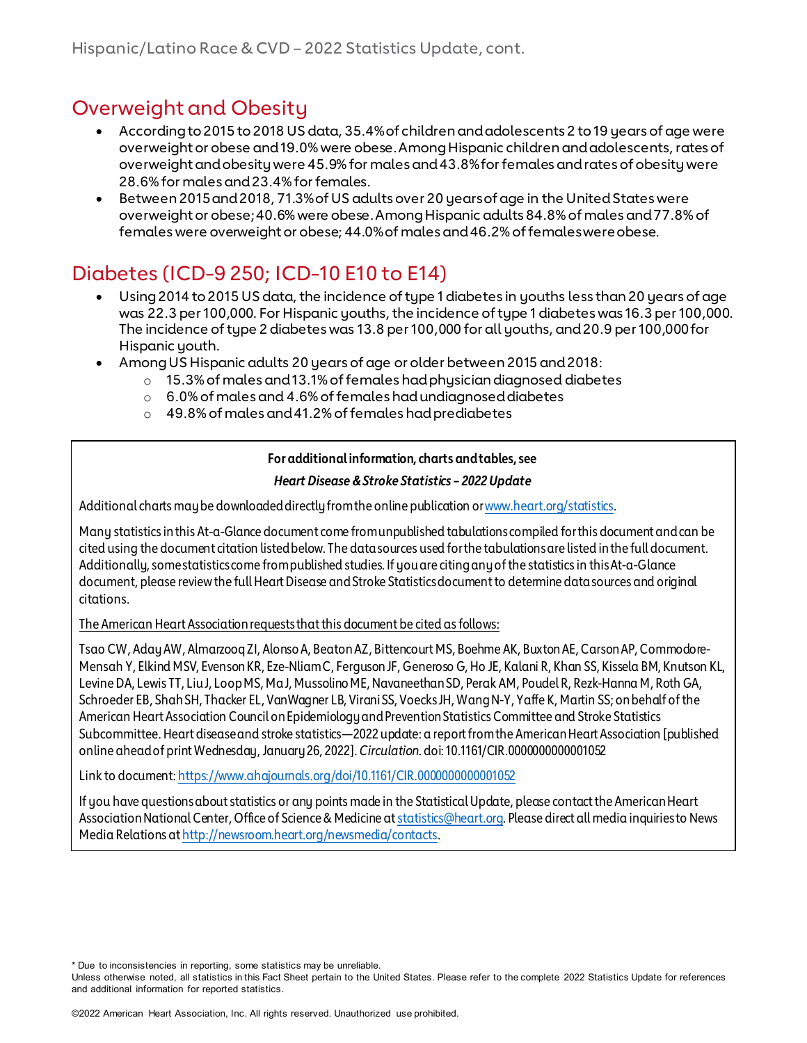## Overweight and Obesity

- According to 2015 to 2018 US data, 35.4% of children and adolescents 2 to 19 years of age were overweight or obese and 19.0% were obese. Among Hispanic children and adolescents, rates of overweight and obesity were 45.9% for males and 43.8% for females and rates of obesity were 28.6% for males and 23.4% for females.
- Between 2015 and 2018, 71.3% of US adults over 20 years of age in the United States were overweight or obese; 40.6% were obese. Among Hispanic adults 84.8% of males and 77.8% of females were overweight or obese; 44.0% of males and 46.2% of females were obese.

## Diabetes (ICD-9 250; ICD-10 E10 to E14)

- Using 2014 to 2015 US data, the incidence of type 1 diabetes in youths less than 20 years of age was 22.3 per 100,000. For Hispanic youths, the incidence of type 1 diabetes was 16.3 per 100,000. The incidence of type 2 diabetes was 13.8 per 100,000 for all youths, and 20.9 per 100,000 for Hispanic youth.
- Among US Hispanic adults 20 years of age or older between 2015 and 2018:
  - 15.3% of males and 13.1% of females had physician diagnosed diabetes
  - 6.0% of males and 4.6% of females had undiagnosed diabetes
  - 49.8% of males and 41.2% of females had prediabetes

**For additional information, charts and tables, see**

***Heart Disease & Stroke Statistics – 2022 Update***

Additional charts may be downloaded directly from the online publication or www.heart.org/statistics.

Many statistics in this At-a-Glance document come from unpublished tabulations compiled for this document and can be cited using the document citation listed below. The data sources used for the tabulations are listed in the full document. Additionally, some statistics come from published studies. If you are citing any of the statistics in this At-a-Glance document, please review the full Heart Disease and Stroke Statistics document to determine data sources and original citations.

The American Heart Association requests that this document be cited as follows:

Tsao CW, Aday AW, Almarzooq ZI, Alonso A, Beaton AZ, Bittencourt MS, Boehme AK, Buxton AE, Carson AP, Commodore-Mensah Y, Elkind MSV, Evenson KR, Eze-Nliam C, Ferguson JF, Generoso G, Ho JE, Kalani R, Khan SS, Kissela BM, Knutson KL, Levine DA, Lewis TT, Liu J, Loop MS, Ma J, Mussolino ME, Navaneethan SD, Perak AM, Poudel R, Rezk-Hanna M, Roth GA, Schroeder EB, Shah SH, Thacker EL, VanWagner LB, Virani SS, Voecks JH, Wang N-Y, Yaffe K, Martin SS; on behalf of the American Heart Association Council on Epidemiology and Prevention Statistics Committee and Stroke Statistics Subcommittee. Heart disease and stroke statistics—2022 update: a report from the American Heart Association [published online ahead of print Wednesday, January 26, 2022]. *Circulation*. doi: 10.1161/CIR.0000000000001052

Link to document: https://www.ahajournals.org/doi/10.1161/CIR.0000000000001052

If you have questions about statistics or any points made in the Statistical Update, please contact the American Heart Association National Center, Office of Science & Medicine at statistics@heart.org. Please direct all media inquiries to News Media Relations at http://newsroom.heart.org/newsmedia/contacts.

* Due to inconsistencies in reporting, some statistics may be unreliable.
Unless otherwise noted, all statistics in this Fact Sheet pertain to the United States. Please refer to the complete 2022 Statistics Update for references and additional information for reported statistics.

©2022 American Heart Association, Inc. All rights reserved. Unauthorized use prohibited.